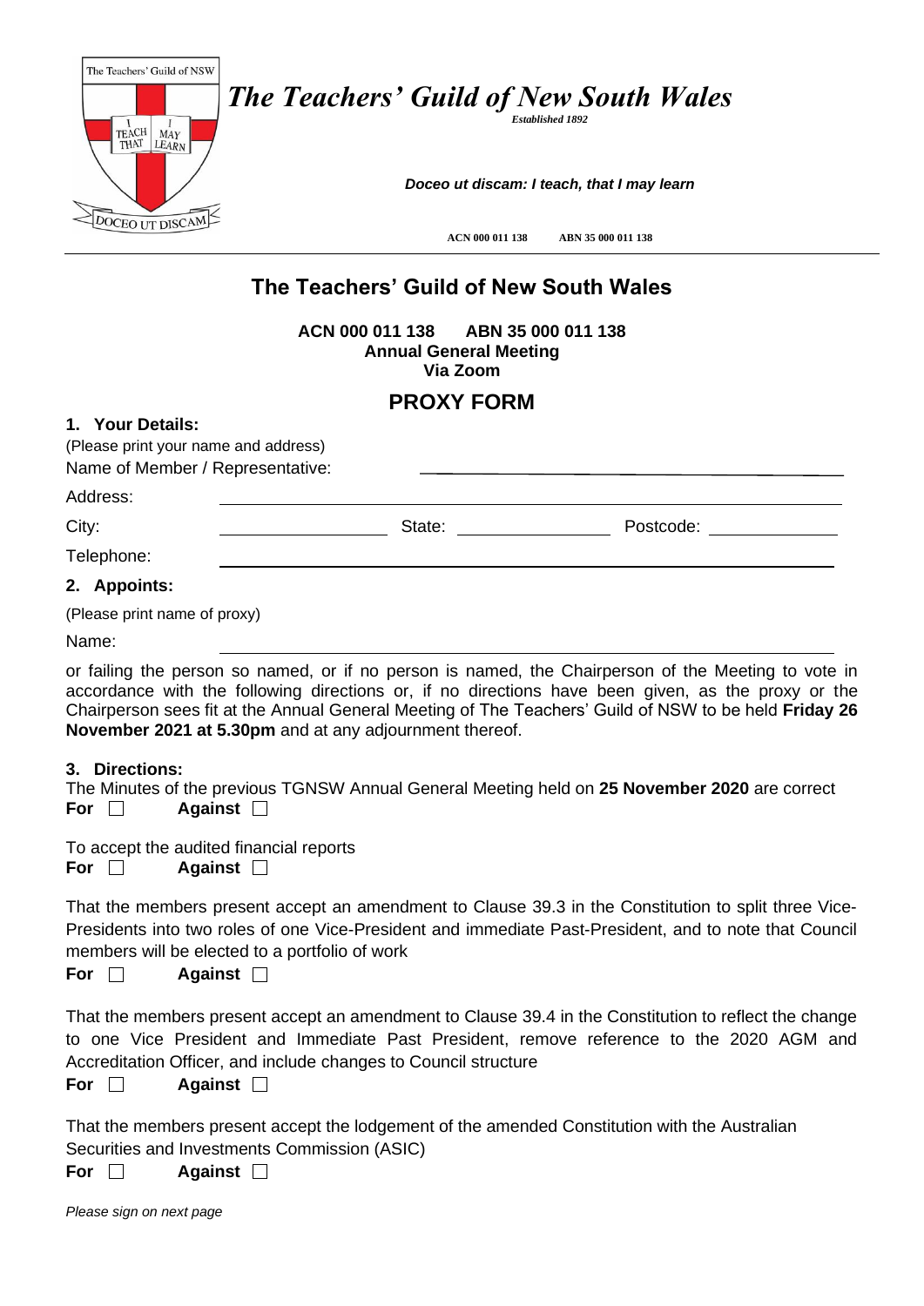# *The Teachers' Guild of New South Wales*

*Established 1892*

***Doceo ut discam: I teach, that I may learn***

**ACN 000 011 138 ABN 35 000 011 138**

## The Teachers' Guild of New South Wales

**ACN 000 011 138 ABN 35 000 011 138**
**Annual General Meeting**
**Via Zoom**

## PROXY FORM

### 1. Your Details:

(Please print your name and address)

Name of Member / Representative: ______________________________

Address: ______________________________

City: ______________ State: ______________ Postcode: ______________

Telephone: ______________________________

### 2. Appoints:

(Please print name of proxy)

Name: ______________________________

or failing the person so named, or if no person is named, the Chairperson of the Meeting to vote in accordance with the following directions or, if no directions have been given, as the proxy or the Chairperson sees fit at the Annual General Meeting of The Teachers' Guild of NSW to be held **Friday 26 November 2021 at 5.30pm** and at any adjournment thereof.

### 3. Directions:

The Minutes of the previous TGNSW Annual General Meeting held on **25 November 2020** are correct

**For** ☐ **Against** ☐

To accept the audited financial reports

**For** ☐ **Against** ☐

That the members present accept an amendment to Clause 39.3 in the Constitution to split three Vice-Presidents into two roles of one Vice-President and immediate Past-President, and to note that Council members will be elected to a portfolio of work

**For** ☐ **Against** ☐

That the members present accept an amendment to Clause 39.4 in the Constitution to reflect the change to one Vice President and Immediate Past President, remove reference to the 2020 AGM and Accreditation Officer, and include changes to Council structure

**For** ☐ **Against** ☐

That the members present accept the lodgement of the amended Constitution with the Australian Securities and Investments Commission (ASIC)

**For** ☐ **Against** ☐

*Please sign on next page*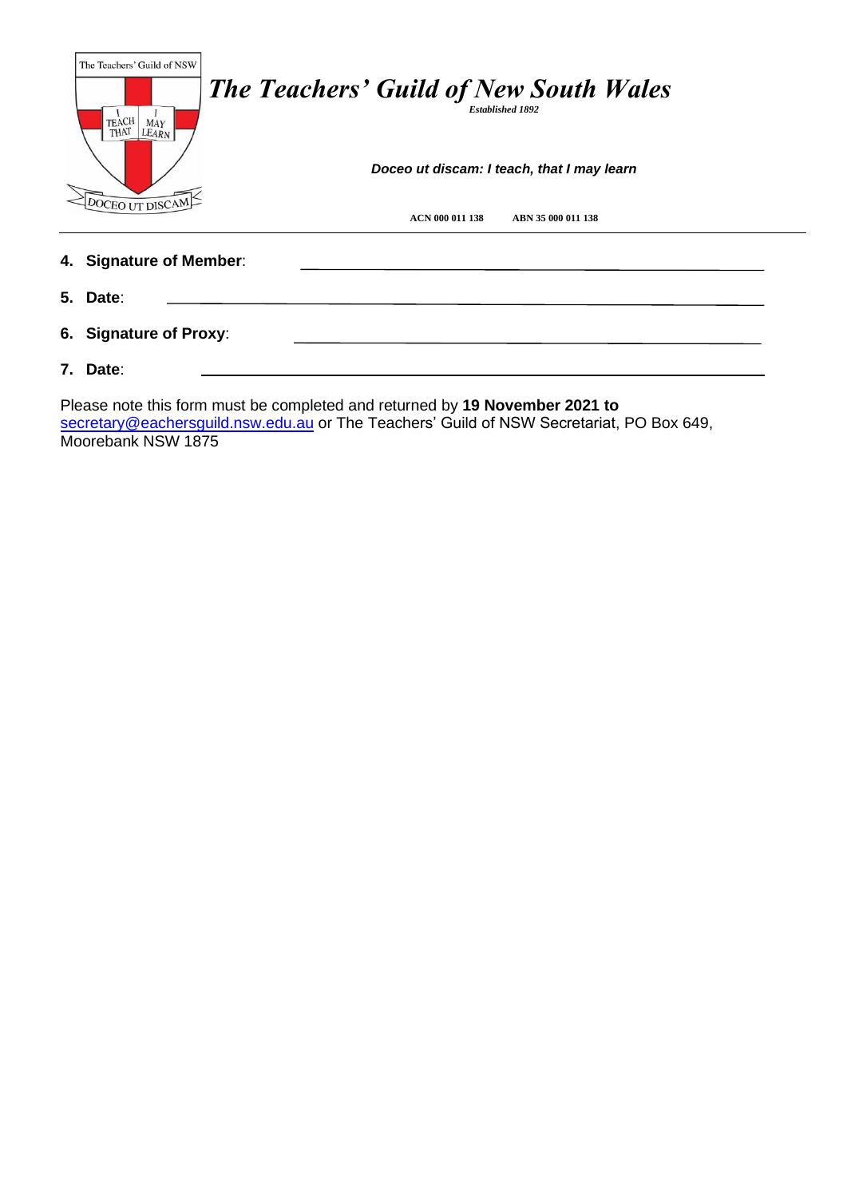# *The Teachers' Guild of New South Wales*

*Established 1892*

***Doceo ut discam: I teach, that I may learn***

**ACN 000 011 138** **ABN 35 000 011 138**

---

4. **Signature of Member**: \_\_\_\_\_\_\_\_\_\_\_\_\_\_\_\_\_\_\_\_\_\_\_\_\_\_\_\_\_\_\_\_\_\_\_\_\_\_\_\_

5. **Date**: \_\_\_\_\_\_\_\_\_\_\_\_\_\_\_\_\_\_\_\_\_\_\_\_\_\_\_\_\_\_\_\_\_\_\_\_\_\_\_\_\_\_\_\_\_\_\_\_\_\_

6. **Signature of Proxy**: \_\_\_\_\_\_\_\_\_\_\_\_\_\_\_\_\_\_\_\_\_\_\_\_\_\_\_\_\_\_\_\_\_\_\_\_\_\_\_\_\_

7. **Date**: \_\_\_\_\_\_\_\_\_\_\_\_\_\_\_\_\_\_\_\_\_\_\_\_\_\_\_\_\_\_\_\_\_\_\_\_\_\_\_\_\_\_\_\_\_\_\_\_\_

Please note this form must be completed and returned by **19 November 2021 to** secretary@eachersguild.nsw.edu.au or The Teachers' Guild of NSW Secretariat, PO Box 649, Moorebank NSW 1875